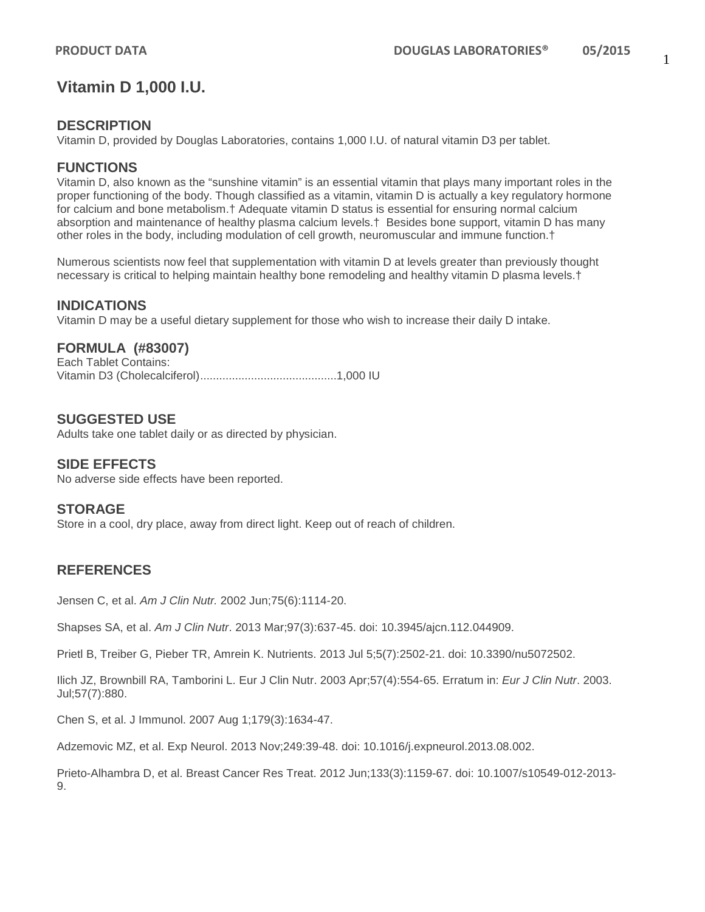# Vitamin D 1,000 I.U.

## DESCRIPTION

Vitamin D, provided by Douglas Laboratories, contains 1,000 I.U. of natural vitamin D3 per tablet.

## FUNCTIONS

Vitamin D, also known as the "sunshine vitamin" is an essential vitamin that plays many important roles in the proper functioning of the body. Though classified as a vitamin, vitamin D is actually a key regulatory hormone for calcium and bone metabolism.† Adequate vitamin D status is essential for ensuring normal calcium absorption and maintenance of healthy plasma calcium levels.† Besides bone support, vitamin D has many other roles in the body, including modulation of cell growth, neuromuscular and immune function.†

Numerous scientists now feel that supplementation with vitamin D at levels greater than previously thought necessary is critical to helping maintain healthy bone remodeling and healthy vitamin D plasma levels.†

## INDICATIONS

Vitamin D may be a useful dietary supplement for those who wish to increase their daily D intake.

## FORMULA (#83007)

Each Tablet Contains:
Vitamin D3 (Cholecalciferol)...........................................1,000 IU

## SUGGESTED USE

Adults take one tablet daily or as directed by physician.

## SIDE EFFECTS

No adverse side effects have been reported.

## STORAGE

Store in a cool, dry place, away from direct light. Keep out of reach of children.

## REFERENCES

Jensen C, et al. *Am J Clin Nutr.* 2002 Jun;75(6):1114-20.

Shapses SA, et al. *Am J Clin Nutr*. 2013 Mar;97(3):637-45. doi: 10.3945/ajcn.112.044909.

Prietl B, Treiber G, Pieber TR, Amrein K. Nutrients. 2013 Jul 5;5(7):2502-21. doi: 10.3390/nu5072502.

Ilich JZ, Brownbill RA, Tamborini L. Eur J Clin Nutr. 2003 Apr;57(4):554-65. Erratum in: *Eur J Clin Nutr*. 2003. Jul;57(7):880.

Chen S, et al. J Immunol. 2007 Aug 1;179(3):1634-47.

Adzemovic MZ, et al. Exp Neurol. 2013 Nov;249:39-48. doi: 10.1016/j.expneurol.2013.08.002.

Prieto-Alhambra D, et al. Breast Cancer Res Treat. 2012 Jun;133(3):1159-67. doi: 10.1007/s10549-012-2013-9.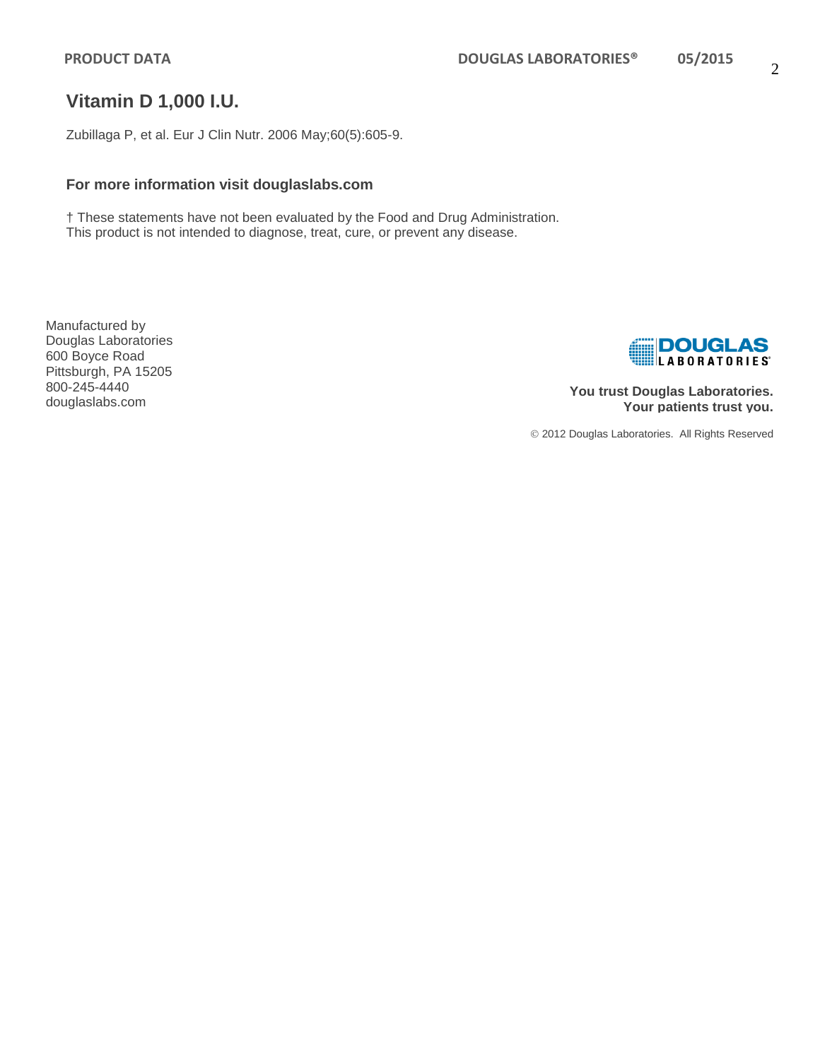# Vitamin D 1,000 I.U.

Zubillaga P, et al. Eur J Clin Nutr. 2006 May;60(5):605-9.

**For more information visit douglaslabs.com**

† These statements have not been evaluated by the Food and Drug Administration.
This product is not intended to diagnose, treat, cure, or prevent any disease.

Manufactured by
Douglas Laboratories
600 Boyce Road
Pittsburgh, PA 15205
800-245-4440
douglaslabs.com

**You trust Douglas Laboratories.**
**Your patients trust you.**

© 2012 Douglas Laboratories. All Rights Reserved